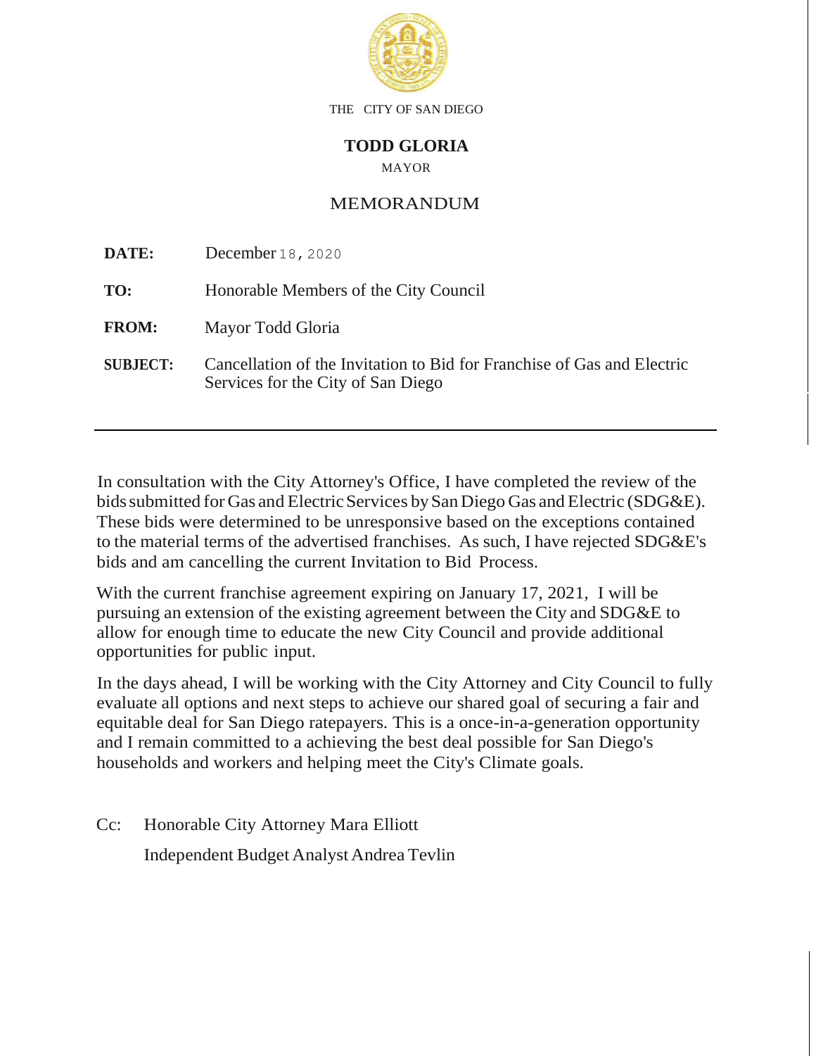THE CITY OF SAN DIEGO

**TODD GLORIA**

MAYOR

# MEMORANDUM

**DATE:** December 18, 2020

**TO:** Honorable Members of the City Council

**FROM:** Mayor Todd Gloria

**SUBJECT:** Cancellation of the Invitation to Bid for Franchise of Gas and Electric Services for the City of San Diego

---

In consultation with the City Attorney's Office, I have completed the review of the bids submitted for Gas and Electric Services by San Diego Gas and Electric (SDG&E). These bids were determined to be unresponsive based on the exceptions contained to the material terms of the advertised franchises. As such, I have rejected SDG&E's bids and am cancelling the current Invitation to Bid Process.

With the current franchise agreement expiring on January 17, 2021, I will be pursuing an extension of the existing agreement between the City and SDG&E to allow for enough time to educate the new City Council and provide additional opportunities for public input.

In the days ahead, I will be working with the City Attorney and City Council to fully evaluate all options and next steps to achieve our shared goal of securing a fair and equitable deal for San Diego ratepayers. This is a once-in-a-generation opportunity and I remain committed to a achieving the best deal possible for San Diego's households and workers and helping meet the City's Climate goals.

Cc: Honorable City Attorney Mara Elliott

Independent Budget Analyst Andrea Tevlin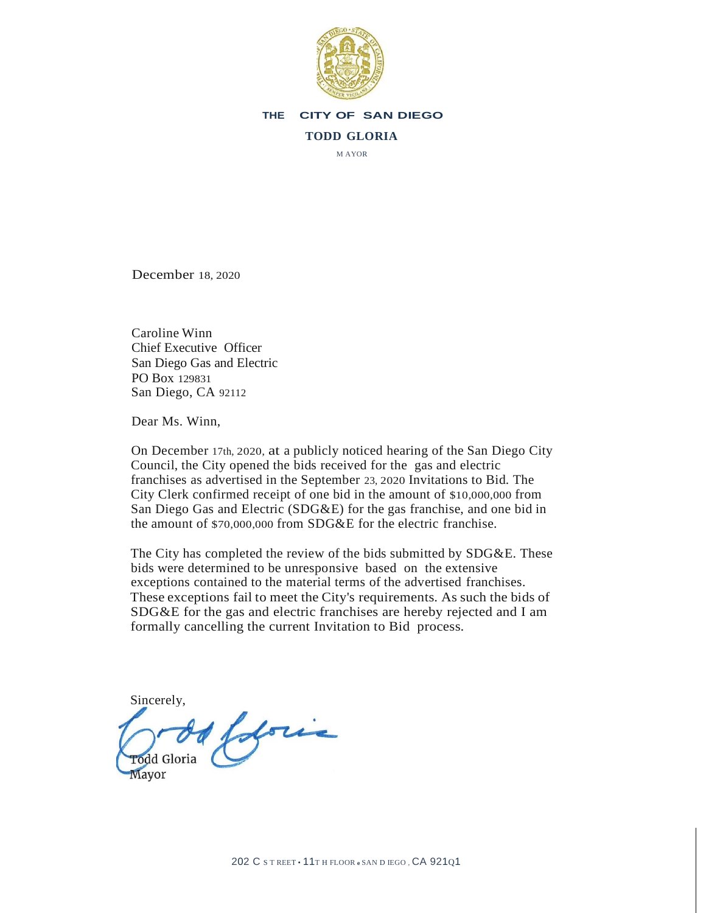**THE CITY OF SAN DIEGO**

**TODD GLORIA**

MAYOR

December 18, 2020

Caroline Winn
Chief Executive Officer
San Diego Gas and Electric
PO Box 129831
San Diego, CA 92112

Dear Ms. Winn,

On December 17th, 2020, at a publicly noticed hearing of the San Diego City Council, the City opened the bids received for the gas and electric franchises as advertised in the September 23, 2020 Invitations to Bid. The City Clerk confirmed receipt of one bid in the amount of $10,000,000 from San Diego Gas and Electric (SDG&E) for the gas franchise, and one bid in the amount of $70,000,000 from SDG&E for the electric franchise.

The City has completed the review of the bids submitted by SDG&E. These bids were determined to be unresponsive based on the extensive exceptions contained to the material terms of the advertised franchises. These exceptions fail to meet the City's requirements. As such the bids of SDG&E for the gas and electric franchises are hereby rejected and I am formally cancelling the current Invitation to Bid process.

Sincerely,

Todd Gloria
Mayor

202 C STREET • 11TH FLOOR • SAN DIEGO, CA 92101